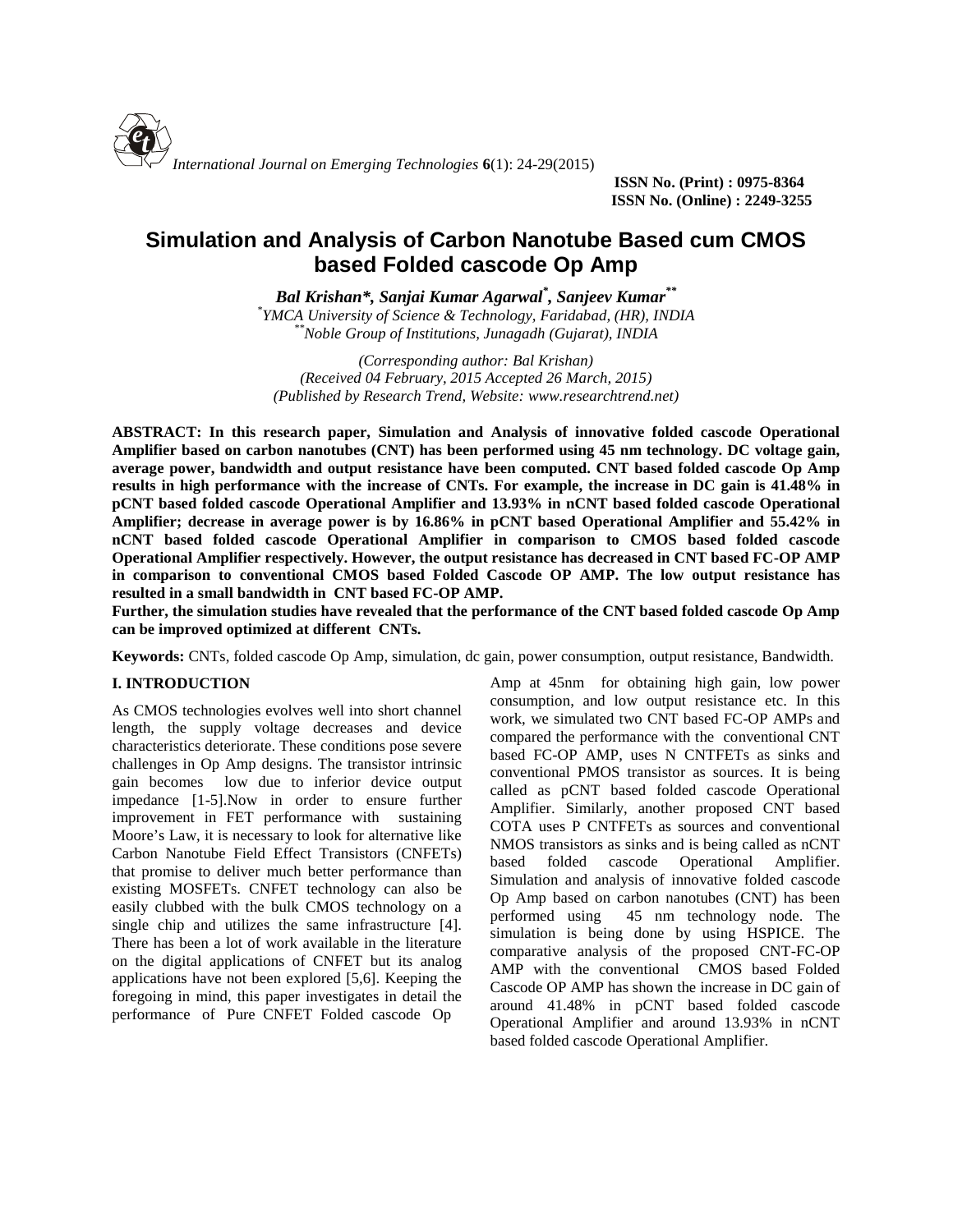**ISSN No. (Print) : 0975-8364**
**ISSN No. (Online) : 2249-3255**

# Simulation and Analysis of Carbon Nanotube Based cum CMOS based Folded cascode Op Amp

***Bal Krishan\*, Sanjai Kumar Agarwal\*, Sanjeev Kumar\*\****

*\*YMCA University of Science & Technology, Faridabad, (HR), INDIA*
*\*\*Noble Group of Institutions, Junagadh (Gujarat), INDIA*

*(Corresponding author: Bal Krishan)*
*(Received 04 February, 2015 Accepted 26 March, 2015)*
*(Published by Research Trend, Website: www.researchtrend.net)*

**ABSTRACT: In this research paper, Simulation and Analysis of innovative folded cascode Operational Amplifier based on carbon nanotubes (CNT) has been performed using 45 nm technology. DC voltage gain, average power, bandwidth and output resistance have been computed. CNT based folded cascode Op Amp results in high performance with the increase of CNTs. For example, the increase in DC gain is 41.48% in pCNT based folded cascode Operational Amplifier and 13.93% in nCNT based folded cascode Operational Amplifier; decrease in average power is by 16.86% in pCNT based Operational Amplifier and 55.42% in nCNT based folded cascode Operational Amplifier in comparison to CMOS based folded cascode Operational Amplifier respectively. However, the output resistance has decreased in CNT based FC-OP AMP in comparison to conventional CMOS based Folded Cascode OP AMP. The low output resistance has resulted in a small bandwidth in CNT based FC-OP AMP.**

**Further, the simulation studies have revealed that the performance of the CNT based folded cascode Op Amp can be improved optimized at different CNTs.**

**Keywords:** CNTs, folded cascode Op Amp, simulation, dc gain, power consumption, output resistance, Bandwidth.

## I. INTRODUCTION

As CMOS technologies evolves well into short channel length, the supply voltage decreases and device characteristics deteriorate. These conditions pose severe challenges in Op Amp designs. The transistor intrinsic gain becomes low due to inferior device output impedance [1-5].Now in order to ensure further improvement in FET performance with sustaining Moore's Law, it is necessary to look for alternative like Carbon Nanotube Field Effect Transistors (CNFETs) that promise to deliver much better performance than existing MOSFETs. CNFET technology can also be easily clubbed with the bulk CMOS technology on a single chip and utilizes the same infrastructure [4]. There has been a lot of work available in the literature on the digital applications of CNFET but its analog applications have not been explored [5,6]. Keeping the foregoing in mind, this paper investigates in detail the performance of Pure CNFET Folded cascode Op Amp at 45nm for obtaining high gain, low power consumption, and low output resistance etc. In this work, we simulated two CNT based FC-OP AMPs and compared the performance with the conventional CNT based FC-OP AMP, uses N CNTFETs as sinks and conventional PMOS transistor as sources. It is being called as pCNT based folded cascode Operational Amplifier. Similarly, another proposed CNT based COTA uses P CNTFETs as sources and conventional NMOS transistors as sinks and is being called as nCNT based folded cascode Operational Amplifier. Simulation and analysis of innovative folded cascode Op Amp based on carbon nanotubes (CNT) has been performed using 45 nm technology node. The simulation is being done by using HSPICE. The comparative analysis of the proposed CNT-FC-OP AMP with the conventional CMOS based Folded Cascode OP AMP has shown the increase in DC gain of around 41.48% in pCNT based folded cascode Operational Amplifier and around 13.93% in nCNT based folded cascode Operational Amplifier.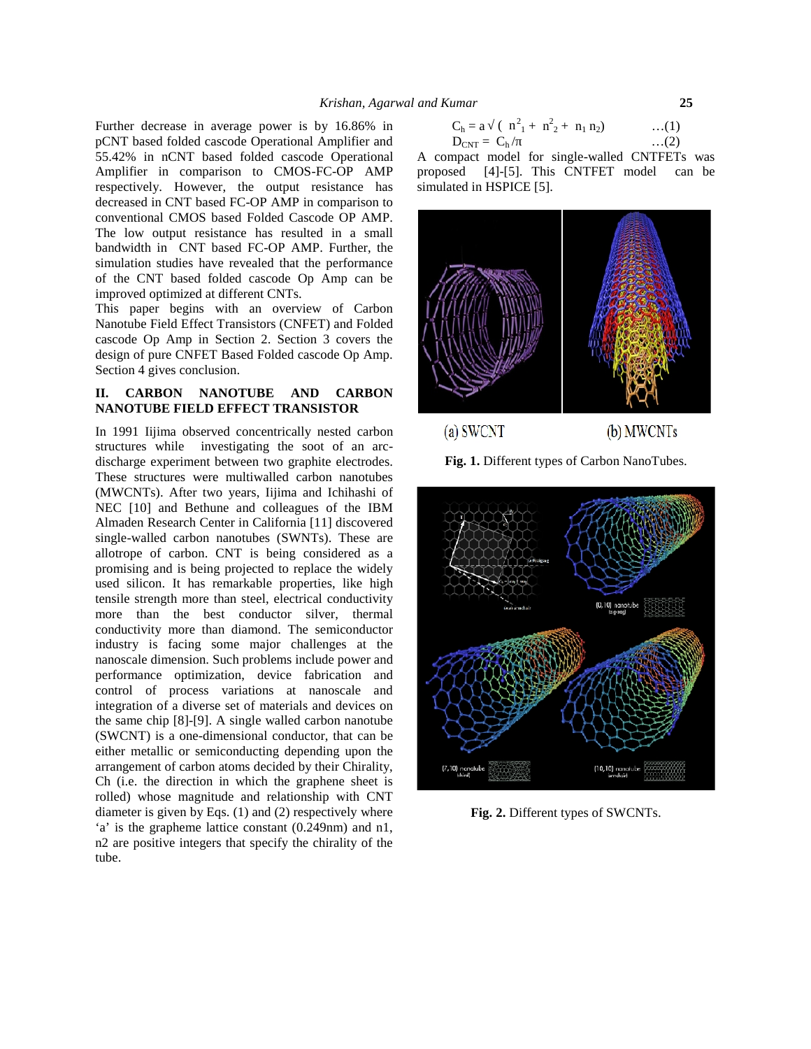Further decrease in average power is by 16.86% in pCNT based folded cascode Operational Amplifier and 55.42% in nCNT based folded cascode Operational Amplifier in comparison to CMOS-FC-OP AMP respectively. However, the output resistance has decreased in CNT based FC-OP AMP in comparison to conventional CMOS based Folded Cascode OP AMP. The low output resistance has resulted in a small bandwidth in CNT based FC-OP AMP. Further, the simulation studies have revealed that the performance of the CNT based folded cascode Op Amp can be improved optimized at different CNTs.

This paper begins with an overview of Carbon Nanotube Field Effect Transistors (CNFET) and Folded cascode Op Amp in Section 2. Section 3 covers the design of pure CNFET Based Folded cascode Op Amp. Section 4 gives conclusion.

## II. CARBON NANOTUBE AND CARBON NANOTUBE FIELD EFFECT TRANSISTOR

In 1991 Iijima observed concentrically nested carbon structures while investigating the soot of an arc-discharge experiment between two graphite electrodes. These structures were multiwalled carbon nanotubes (MWCNTs). After two years, Iijima and Ichihashi of NEC [10] and Bethune and colleagues of the IBM Almaden Research Center in California [11] discovered single-walled carbon nanotubes (SWNTs). These are allotrope of carbon. CNT is being considered as a promising and is being projected to replace the widely used silicon. It has remarkable properties, like high tensile strength more than steel, electrical conductivity more than the best conductor silver, thermal conductivity more than diamond. The semiconductor industry is facing some major challenges at the nanoscale dimension. Such problems include power and performance optimization, device fabrication and control of process variations at nanoscale and integration of a diverse set of materials and devices on the same chip [8]-[9]. A single walled carbon nanotube (SWCNT) is a one-dimensional conductor, that can be either metallic or semiconducting depending upon the arrangement of carbon atoms decided by their Chirality, Ch (i.e. the direction in which the graphene sheet is rolled) whose magnitude and relationship with CNT diameter is given by Eqs. (1) and (2) respectively where 'a' is the grapheme lattice constant (0.249nm) and n1, n2 are positive integers that specify the chirality of the tube.

$$C_h = a\sqrt{(n_1^2 + n_2^2 + n_1 n_2)} \quad \ldots(1)$$

$$D_{CNT} = C_h/\pi \quad \ldots(2)$$

A compact model for single-walled CNTFETs was proposed [4]-[5]. This CNTFET model can be simulated in HSPICE [5].

(a) SWCNT (b) MWCNTs

**Fig. 1.** Different types of Carbon NanoTubes.

**Fig. 2.** Different types of SWCNTs.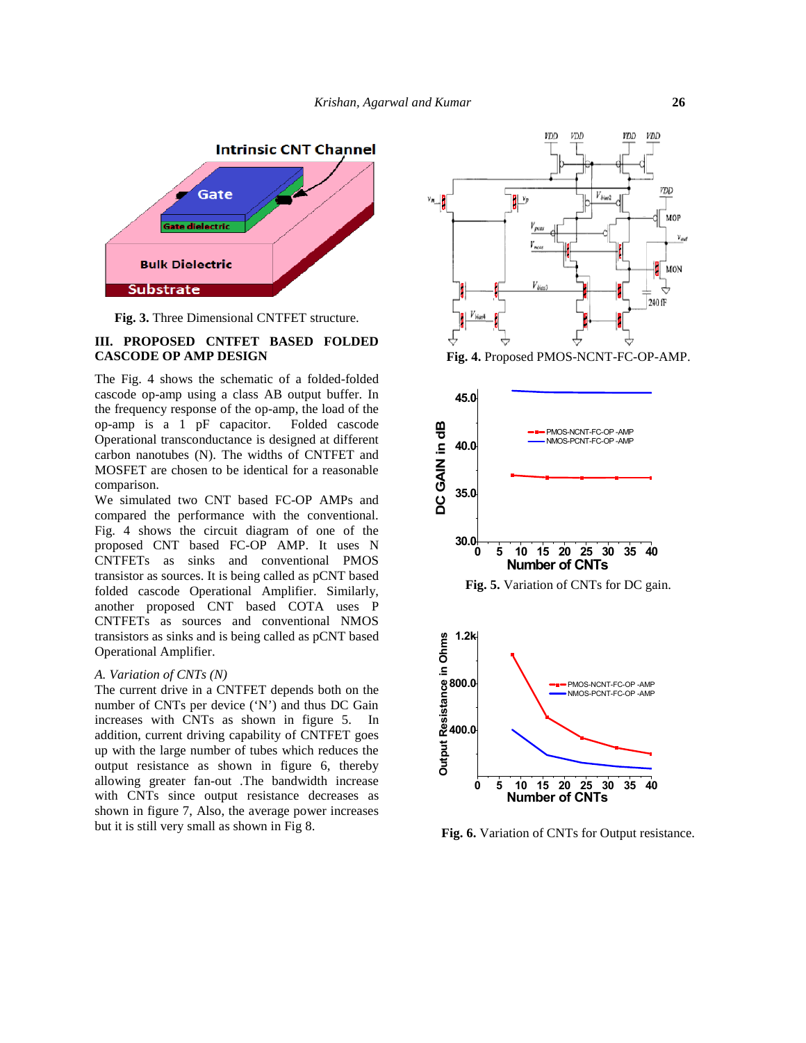Fig. 3. Three Dimensional CNTFET structure.

## III. PROPOSED CNTFET BASED FOLDED CASCODE OP AMP DESIGN

The Fig. 4 shows the schematic of a folded-folded cascode op-amp using a class AB output buffer. In the frequency response of the op-amp, the load of the op-amp is a 1 pF capacitor. Folded cascode Operational transconductance is designed at different carbon nanotubes (N). The widths of CNTFET and MOSFET are chosen to be identical for a reasonable comparison.

We simulated two CNT based FC-OP AMPs and compared the performance with the conventional. Fig. 4 shows the circuit diagram of one of the proposed CNT based FC-OP AMP. It uses N CNTFETs as sinks and conventional PMOS transistor as sources. It is being called as pCNT based folded cascode Operational Amplifier. Similarly, another proposed CNT based COTA uses P CNTFETs as sources and conventional NMOS transistors as sinks and is being called as pCNT based Operational Amplifier.

*A. Variation of CNTs (N)*

The current drive in a CNTFET depends both on the number of CNTs per device ('N') and thus DC Gain increases with CNTs as shown in figure 5. In addition, current driving capability of CNTFET goes up with the large number of tubes which reduces the output resistance as shown in figure 6, thereby allowing greater fan-out .The bandwidth increase with CNTs since output resistance decreases as shown in figure 7, Also, the average power increases but it is still very small as shown in Fig 8.

Fig. 4. Proposed PMOS-NCNT-FC-OP-AMP.

Fig. 5. Variation of CNTs for DC gain.

Fig. 6. Variation of CNTs for Output resistance.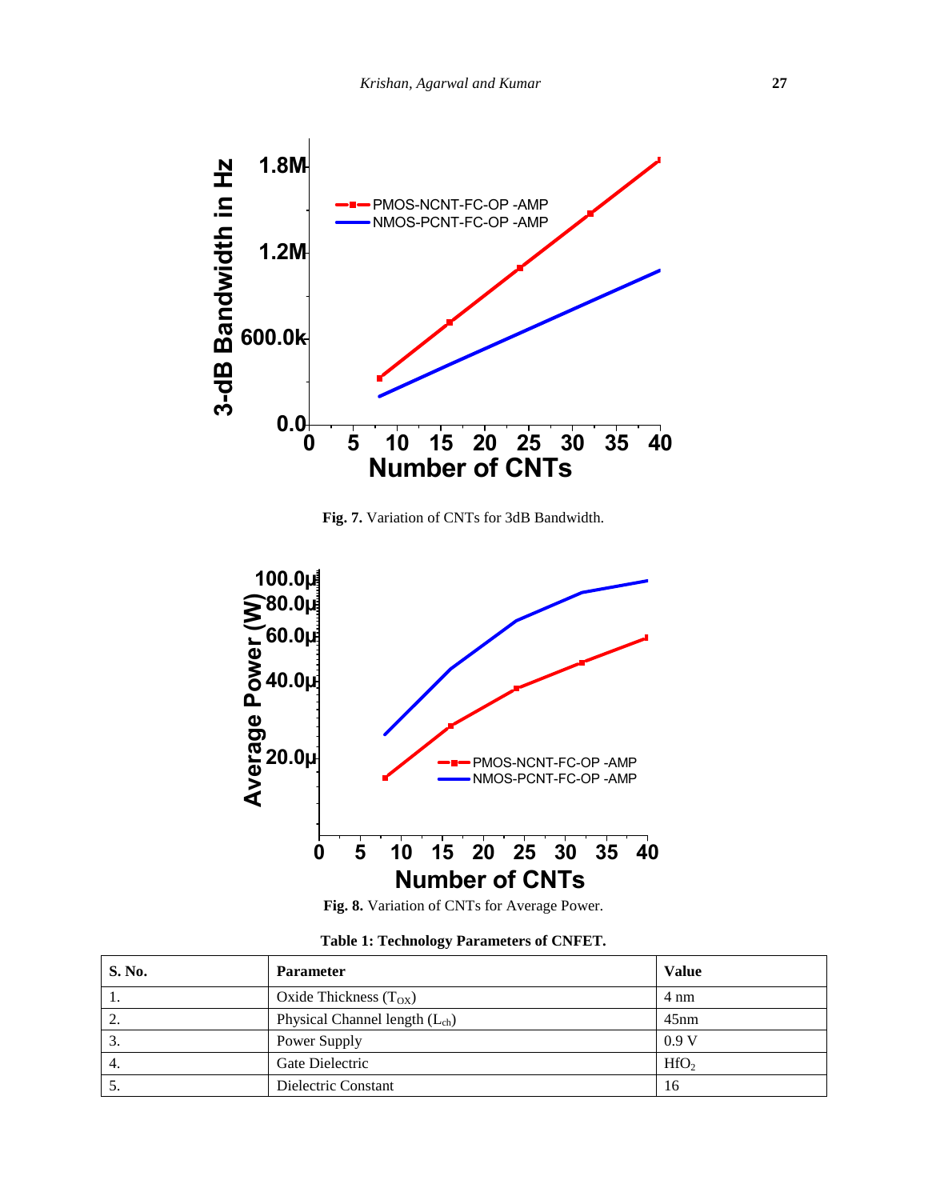Fig. 7. Variation of CNTs for 3dB Bandwidth.

Fig. 8. Variation of CNTs for Average Power.

**Table 1: Technology Parameters of CNFET.**

| S. No. | Parameter | Value |
|---|---|---|
| 1. | Oxide Thickness ($T_{OX}$) | 4 nm |
| 2. | Physical Channel length ($L_{ch}$) | 45nm |
| 3. | Power Supply | 0.9 V |
| 4. | Gate Dielectric | $HfO_2$ |
| 5. | Dielectric Constant | 16 |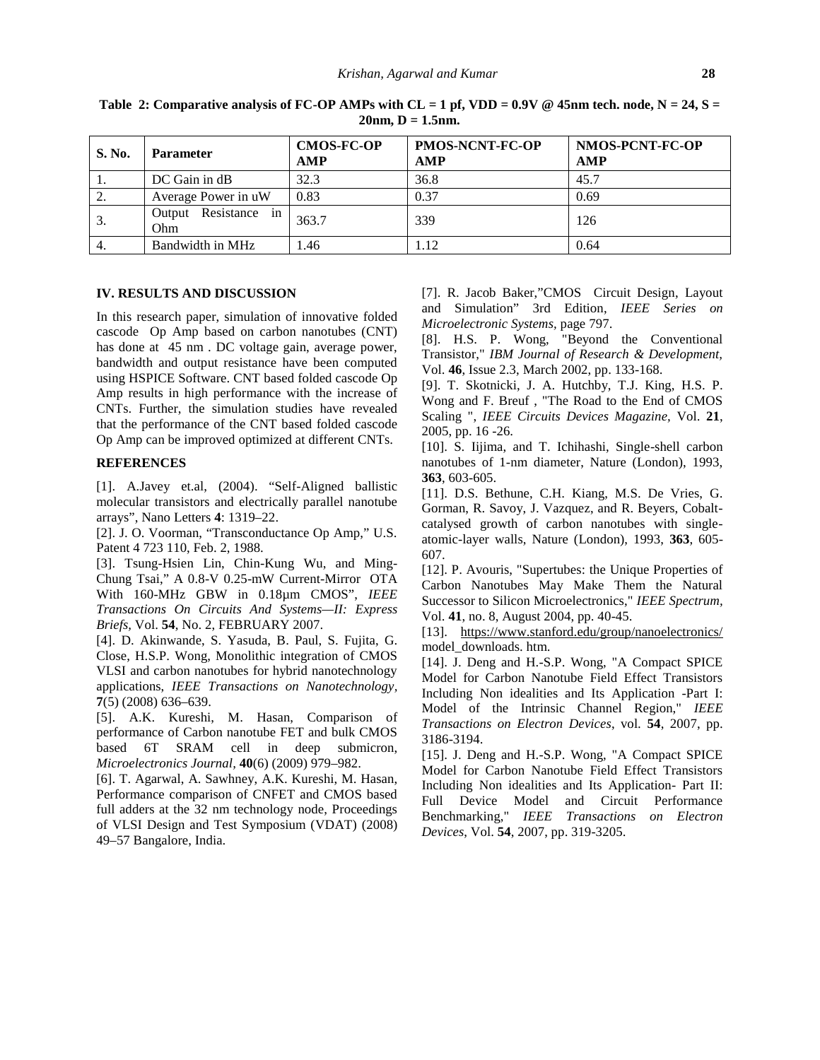**Table 2: Comparative analysis of FC-OP AMPs with CL = 1 pf, VDD = 0.9V @ 45nm tech. node, N = 24, S = 20nm, D = 1.5nm.**

| S. No. | Parameter | CMOS-FC-OP AMP | PMOS-NCNT-FC-OP AMP | NMOS-PCNT-FC-OP AMP |
|---|---|---|---|---|
| 1. | DC Gain in dB | 32.3 | 36.8 | 45.7 |
| 2. | Average Power in uW | 0.83 | 0.37 | 0.69 |
| 3. | Output Resistance in Ohm | 363.7 | 339 | 126 |
| 4. | Bandwidth in MHz | 1.46 | 1.12 | 0.64 |

## IV. RESULTS AND DISCUSSION

In this research paper, simulation of innovative folded cascode Op Amp based on carbon nanotubes (CNT) has done at 45 nm . DC voltage gain, average power, bandwidth and output resistance have been computed using HSPICE Software. CNT based folded cascode Op Amp results in high performance with the increase of CNTs. Further, the simulation studies have revealed that the performance of the CNT based folded cascode Op Amp can be improved optimized at different CNTs.

## REFERENCES

[1]. A.Javey et.al, (2004). "Self-Aligned ballistic molecular transistors and electrically parallel nanotube arrays", Nano Letters **4**: 1319–22.

[2]. J. O. Voorman, "Transconductance Op Amp," U.S. Patent 4 723 110, Feb. 2, 1988.

[3]. Tsung-Hsien Lin, Chin-Kung Wu, and Ming-Chung Tsai," A 0.8-V 0.25-mW Current-Mirror OTA With 160-MHz GBW in 0.18µm CMOS", *IEEE Transactions On Circuits And Systems—II: Express Briefs*, Vol. **54**, No. 2, FEBRUARY 2007.

[4]. D. Akinwande, S. Yasuda, B. Paul, S. Fujita, G. Close, H.S.P. Wong, Monolithic integration of CMOS VLSI and carbon nanotubes for hybrid nanotechnology applications, *IEEE Transactions on Nanotechnology*, **7**(5) (2008) 636–639.

[5]. A.K. Kureshi, M. Hasan, Comparison of performance of Carbon nanotube FET and bulk CMOS based 6T SRAM cell in deep submicron, *Microelectronics Journal*, **40**(6) (2009) 979–982.

[6]. T. Agarwal, A. Sawhney, A.K. Kureshi, M. Hasan, Performance comparison of CNFET and CMOS based full adders at the 32 nm technology node, Proceedings of VLSI Design and Test Symposium (VDAT) (2008) 49–57 Bangalore, India.

[7]. R. Jacob Baker,"CMOS Circuit Design, Layout and Simulation" 3rd Edition, *IEEE Series on Microelectronic Systems*, page 797.

[8]. H.S. P. Wong, "Beyond the Conventional Transistor," *IBM Journal of Research & Development*, Vol. **46**, Issue 2.3, March 2002, pp. 133-168.

[9]. T. Skotnicki, J. A. Hutchby, T.J. King, H.S. P. Wong and F. Breuf , "The Road to the End of CMOS Scaling ", *IEEE Circuits Devices Magazine*, Vol. **21**, 2005, pp. 16 -26.

[10]. S. Iijima, and T. Ichihashi, Single-shell carbon nanotubes of 1-nm diameter, Nature (London), 1993, **363**, 603-605.

[11]. D.S. Bethune, C.H. Kiang, M.S. De Vries, G. Gorman, R. Savoy, J. Vazquez, and R. Beyers, Cobalt-catalysed growth of carbon nanotubes with single-atomic-layer walls, Nature (London), 1993, **363**, 605-607.

[12]. P. Avouris, "Supertubes: the Unique Properties of Carbon Nanotubes May Make Them the Natural Successor to Silicon Microelectronics," *IEEE Spectrum*, Vol. **41**, no. 8, August 2004, pp. 40-45.

[13]. https://www.stanford.edu/group/nanoelectronics/model_downloads. htm.

[14]. J. Deng and H.-S.P. Wong, "A Compact SPICE Model for Carbon Nanotube Field Effect Transistors Including Non idealities and Its Application -Part I: Model of the Intrinsic Channel Region," *IEEE Transactions on Electron Devices*, vol. **54**, 2007, pp. 3186-3194.

[15]. J. Deng and H.-S.P. Wong, "A Compact SPICE Model for Carbon Nanotube Field Effect Transistors Including Non idealities and Its Application- Part II: Full Device Model and Circuit Performance Benchmarking," *IEEE Transactions on Electron Devices*, Vol. **54**, 2007, pp. 319-3205.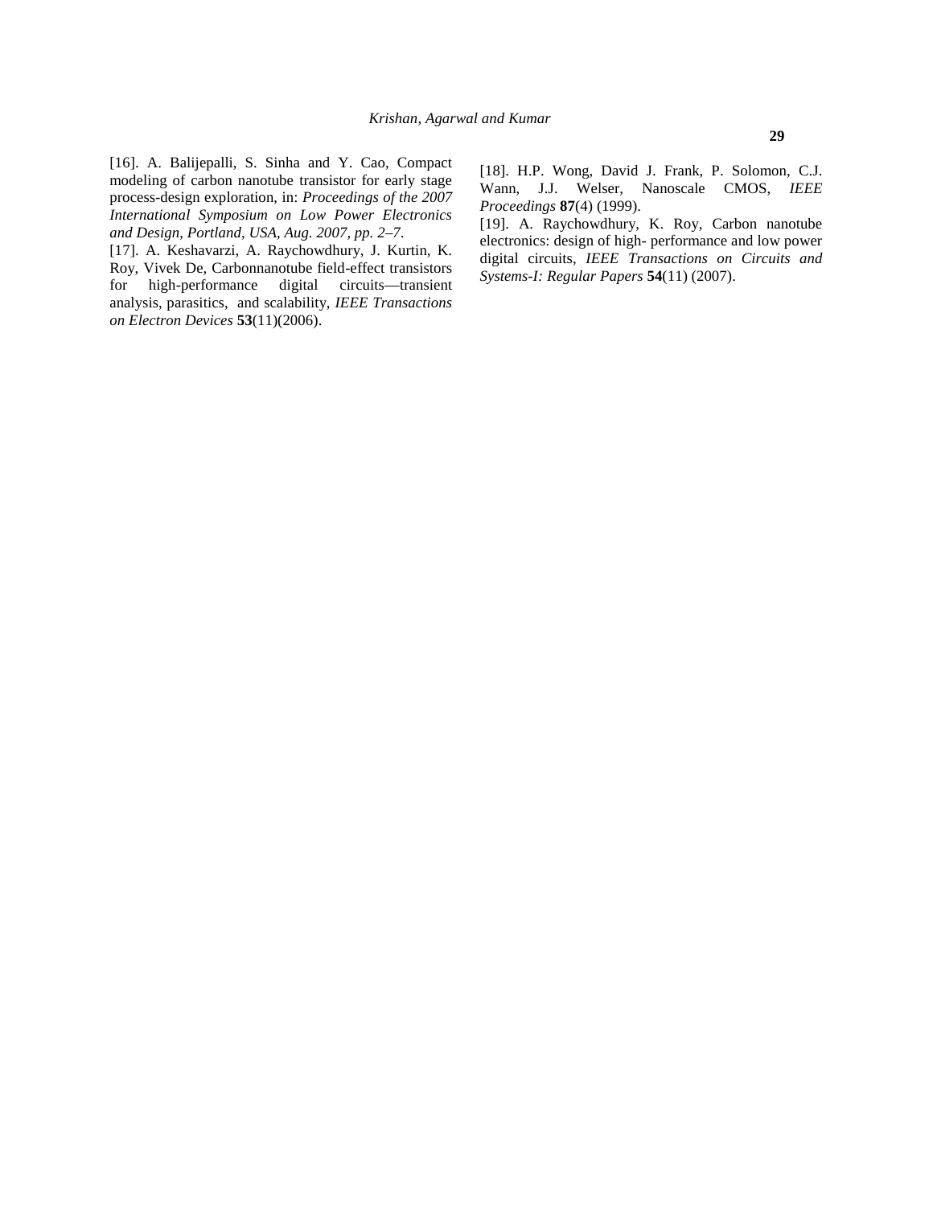[16]. A. Balijepalli, S. Sinha and Y. Cao, Compact modeling of carbon nanotube transistor for early stage process-design exploration, in: *Proceedings of the 2007 International Symposium on Low Power Electronics and Design, Portland, USA, Aug. 2007, pp. 2–7*.

[17]. A. Keshavarzi, A. Raychowdhury, J. Kurtin, K. Roy, Vivek De, Carbonnanotube field-effect transistors for high-performance digital circuits—transient analysis, parasitics, and scalability, *IEEE Transactions on Electron Devices* **53**(11)(2006).

[18]. H.P. Wong, David J. Frank, P. Solomon, C.J. Wann, J.J. Welser, Nanoscale CMOS, *IEEE Proceedings* **87**(4) (1999).

[19]. A. Raychowdhury, K. Roy, Carbon nanotube electronics: design of high- performance and low power digital circuits, *IEEE Transactions on Circuits and Systems-I: Regular Papers* **54**(11) (2007).